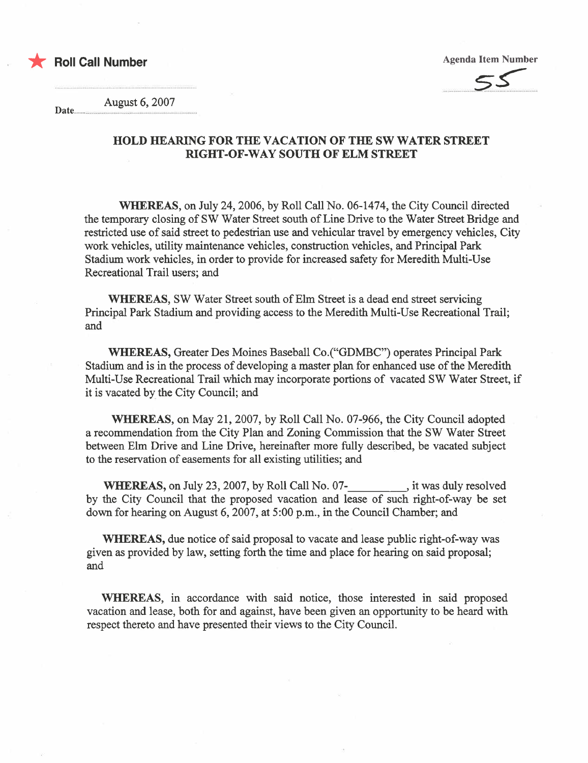★ **Roll Call Number**

Agenda Item Number

55

Date August 6, 2007

## HOLD HEARING FOR THE VACATION OF THE SW WATER STREET RIGHT-OF-WAY SOUTH OF ELM STREET

**WHEREAS**, on July 24, 2006, by Roll Call No. 06-1474, the City Council directed the temporary closing of SW Water Street south of Line Drive to the Water Street Bridge and restricted use of said street to pedestrian use and vehicular travel by emergency vehicles, City work vehicles, utility maintenance vehicles, construction vehicles, and Principal Park Stadium work vehicles, in order to provide for increased safety for Meredith Multi-Use Recreational Trail users; and

**WHEREAS**, SW Water Street south of Elm Street is a dead end street servicing Principal Park Stadium and providing access to the Meredith Multi-Use Recreational Trail; and

**WHEREAS**, Greater Des Moines Baseball Co.("GDMBC") operates Principal Park Stadium and is in the process of developing a master plan for enhanced use of the Meredith Multi-Use Recreational Trail which may incorporate portions of vacated SW Water Street, if it is vacated by the City Council; and

**WHEREAS**, on May 21, 2007, by Roll Call No. 07-966, the City Council adopted a recommendation from the City Plan and Zoning Commission that the SW Water Street between Elm Drive and Line Drive, hereinafter more fully described, be vacated subject to the reservation of easements for all existing utilities; and

**WHEREAS**, on July 23, 2007, by Roll Call No. 07-__________, it was duly resolved by the City Council that the proposed vacation and lease of such right-of-way be set down for hearing on August 6, 2007, at 5:00 p.m., in the Council Chamber; and

**WHEREAS**, due notice of said proposal to vacate and lease public right-of-way was given as provided by law, setting forth the time and place for hearing on said proposal; and

**WHEREAS**, in accordance with said notice, those interested in said proposed vacation and lease, both for and against, have been given an opportunity to be heard with respect thereto and have presented their views to the City Council.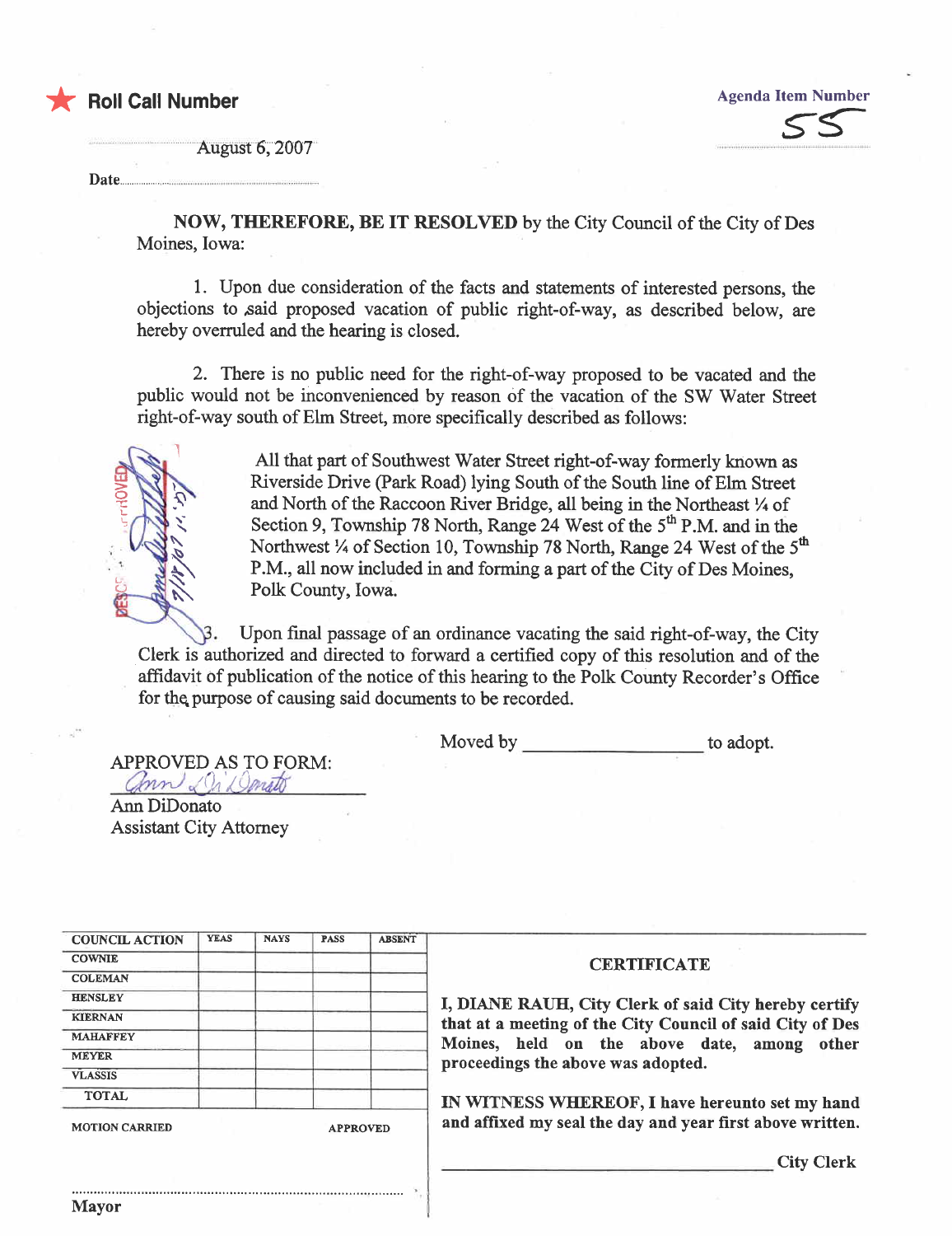★ **Roll Call Number**

Agenda Item Number

55

Date August 6, 2007

**NOW, THEREFORE, BE IT RESOLVED** by the City Council of the City of Des Moines, Iowa:

1. Upon due consideration of the facts and statements of interested persons, the objections to said proposed vacation of public right-of-way, as described below, are hereby overruled and the hearing is closed.

2. There is no public need for the right-of-way proposed to be vacated and the public would not be inconvenienced by reason of the vacation of the SW Water Street right-of-way south of Elm Street, more specifically described as follows:

> All that part of Southwest Water Street right-of-way formerly known as Riverside Drive (Park Road) lying South of the South line of Elm Street and North of the Raccoon River Bridge, all being in the Northeast ¼ of Section 9, Township 78 North, Range 24 West of the 5th P.M. and in the Northwest ¼ of Section 10, Township 78 North, Range 24 West of the 5th P.M., all now included in and forming a part of the City of Des Moines, Polk County, Iowa.

3. Upon final passage of an ordinance vacating the said right-of-way, the City Clerk is authorized and directed to forward a certified copy of this resolution and of the affidavit of publication of the notice of this hearing to the Polk County Recorder's Office for the purpose of causing said documents to be recorded.

Moved by \_\_\_\_\_\_\_\_\_\_\_\_\_\_\_\_\_\_ to adopt.

APPROVED AS TO FORM:

Ann DiDonato
Ann DiDonato
Assistant City Attorney

| COUNCIL ACTION | YEAS | NAYS | PASS | ABSENT |
|---|---|---|---|---|
| COWNIE | | | | |
| COLEMAN | | | | |
| HENSLEY | | | | |
| KIERNAN | | | | |
| MAHAFFEY | | | | |
| MEYER | | | | |
| VLASSIS | | | | |
| TOTAL | | | | |

MOTION CARRIED APPROVED

\_\_\_\_\_\_\_\_\_\_\_\_\_\_\_\_\_\_\_\_\_\_\_\_
Mayor

**CERTIFICATE**

**I, DIANE RAUH, City Clerk of said City hereby certify that at a meeting of the City Council of said City of Des Moines, held on the above date, among other proceedings the above was adopted.**

**IN WITNESS WHEREOF, I have hereunto set my hand and affixed my seal the day and year first above written.**

\_\_\_\_\_\_\_\_\_\_\_\_\_\_\_\_\_\_\_\_\_\_\_\_ **City Clerk**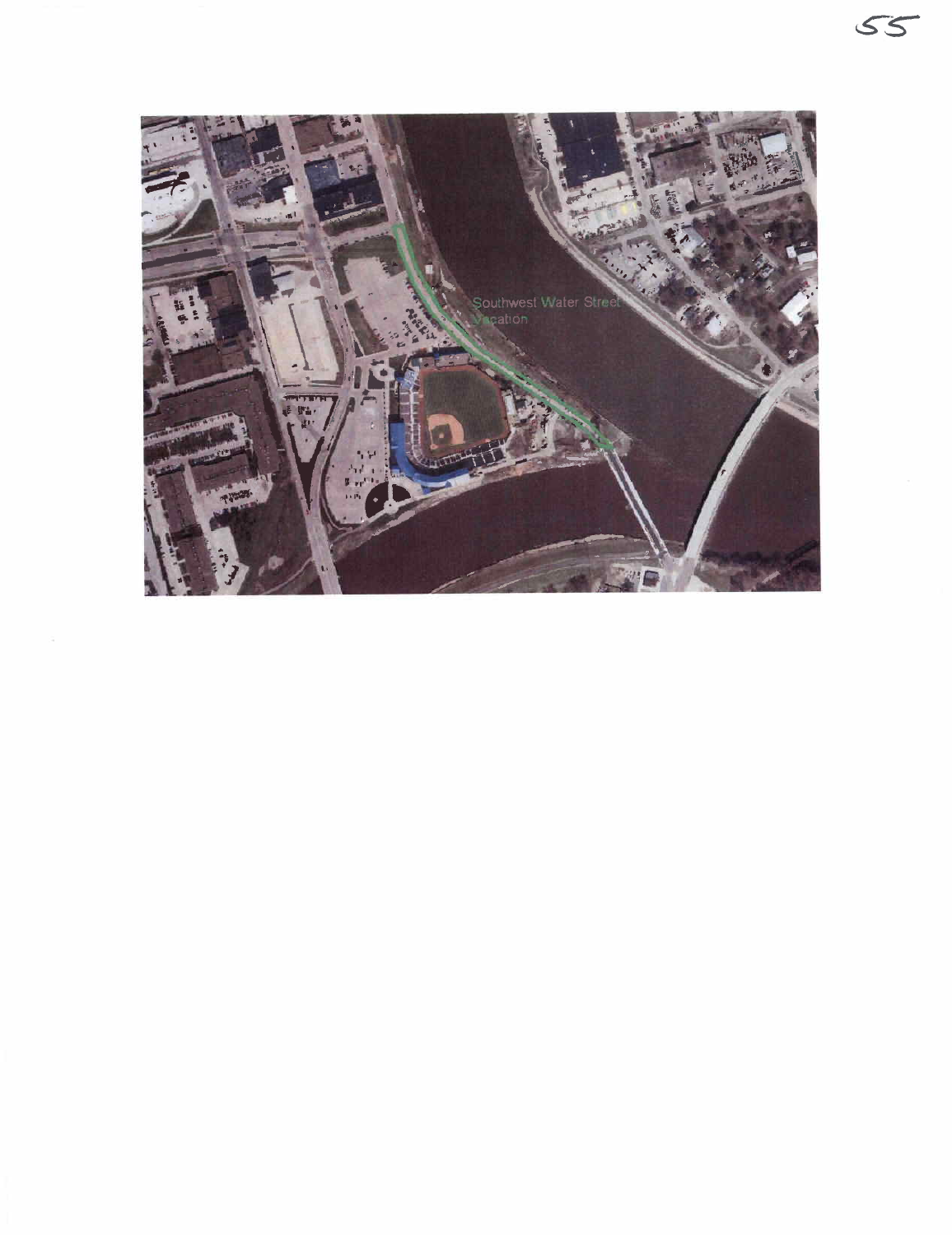Southwest Water Street Vacation